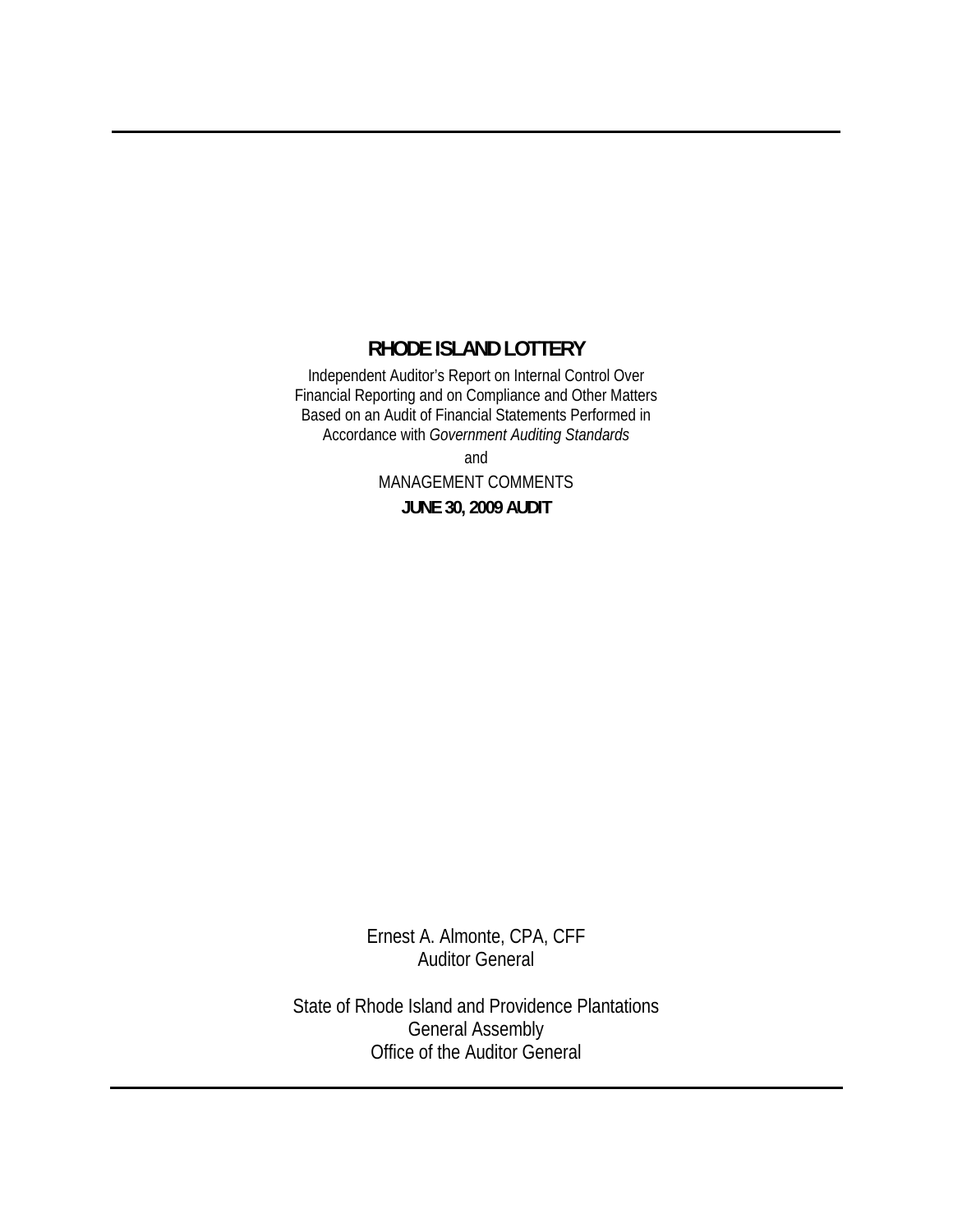# RHODE ISLAND LOTTERY

Independent Auditor's Report on Internal Control Over Financial Reporting and on Compliance and Other Matters Based on an Audit of Financial Statements Performed in Accordance with *Government Auditing Standards*

and

MANAGEMENT COMMENTS

**JUNE 30, 2009 AUDIT**

Ernest A. Almonte, CPA, CFF
Auditor General

State of Rhode Island and Providence Plantations
General Assembly
Office of the Auditor General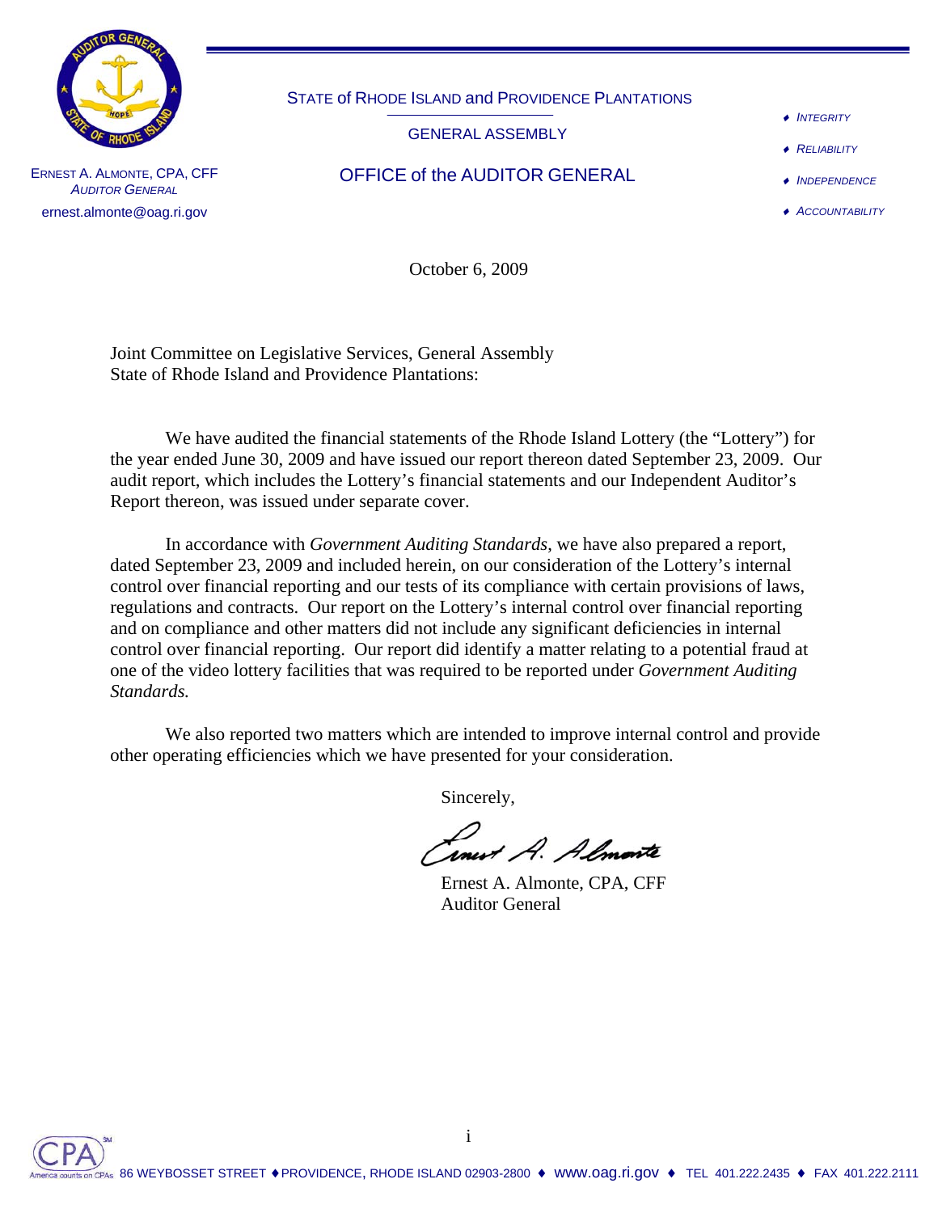STATE of RHODE ISLAND and PROVIDENCE PLANTATIONS

GENERAL ASSEMBLY

OFFICE of the AUDITOR GENERAL

ERNEST A. ALMONTE, CPA, CFF
*AUDITOR GENERAL*
ernest.almonte@oag.ri.gov

- *INTEGRITY*
- *RELIABILITY*
- *INDEPENDENCE*
- *ACCOUNTABILITY*

October 6, 2009

Joint Committee on Legislative Services, General Assembly
State of Rhode Island and Providence Plantations:

We have audited the financial statements of the Rhode Island Lottery (the "Lottery") for the year ended June 30, 2009 and have issued our report thereon dated September 23, 2009. Our audit report, which includes the Lottery's financial statements and our Independent Auditor's Report thereon, was issued under separate cover.

In accordance with *Government Auditing Standards*, we have also prepared a report, dated September 23, 2009 and included herein, on our consideration of the Lottery's internal control over financial reporting and our tests of its compliance with certain provisions of laws, regulations and contracts. Our report on the Lottery's internal control over financial reporting and on compliance and other matters did not include any significant deficiencies in internal control over financial reporting. Our report did identify a matter relating to a potential fraud at one of the video lottery facilities that was required to be reported under *Government Auditing Standards.*

We also reported two matters which are intended to improve internal control and provide other operating efficiencies which we have presented for your consideration.

Sincerely,

Ernest A. Almonte

Ernest A. Almonte, CPA, CFF
Auditor General

86 WEYBOSSET STREET ♦ PROVIDENCE, RHODE ISLAND 02903-2800 ♦ www.oag.ri.gov ♦ TEL 401.222.2435 ♦ FAX 401.222.2111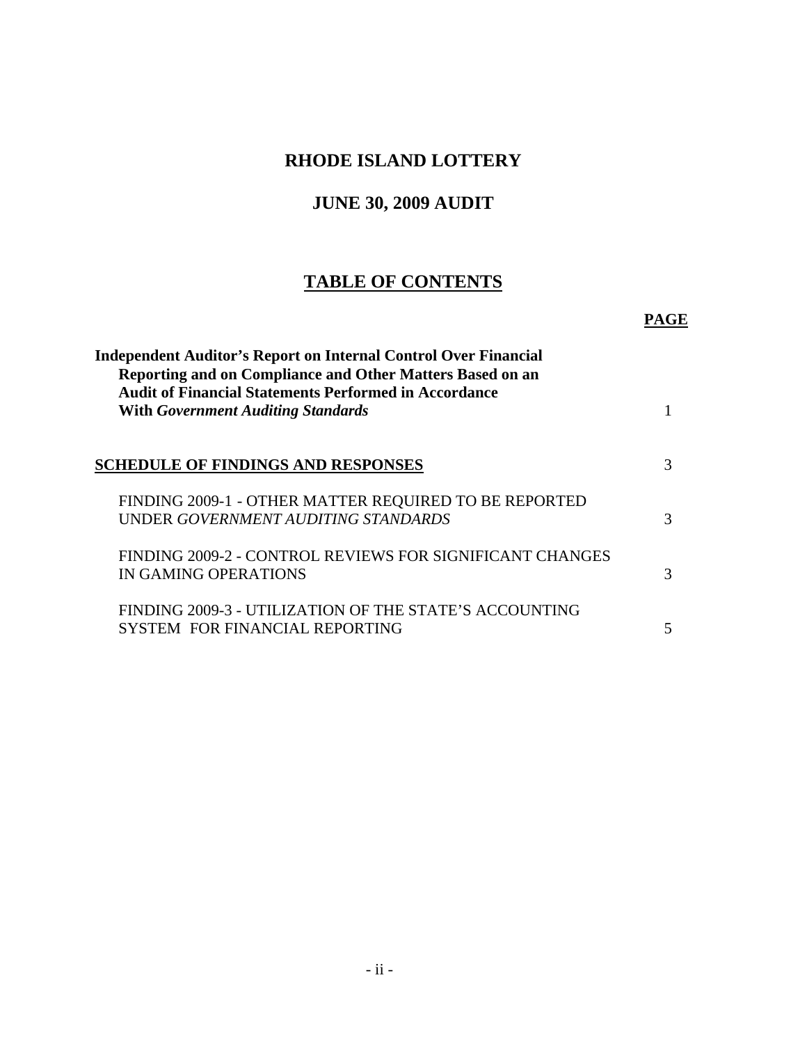# RHODE ISLAND LOTTERY

## JUNE 30, 2009 AUDIT

## TABLE OF CONTENTS

| | PAGE |
|---|---|
| **Independent Auditor's Report on Internal Control Over Financial Reporting and on Compliance and Other Matters Based on an Audit of Financial Statements Performed in Accordance With *Government Auditing Standards*** | 1 |
| **SCHEDULE OF FINDINGS AND RESPONSES** | 3 |
| FINDING 2009-1 - OTHER MATTER REQUIRED TO BE REPORTED UNDER *GOVERNMENT AUDITING STANDARDS* | 3 |
| FINDING 2009-2 - CONTROL REVIEWS FOR SIGNIFICANT CHANGES IN GAMING OPERATIONS | 3 |
| FINDING 2009-3 - UTILIZATION OF THE STATE'S ACCOUNTING SYSTEM FOR FINANCIAL REPORTING | 5 |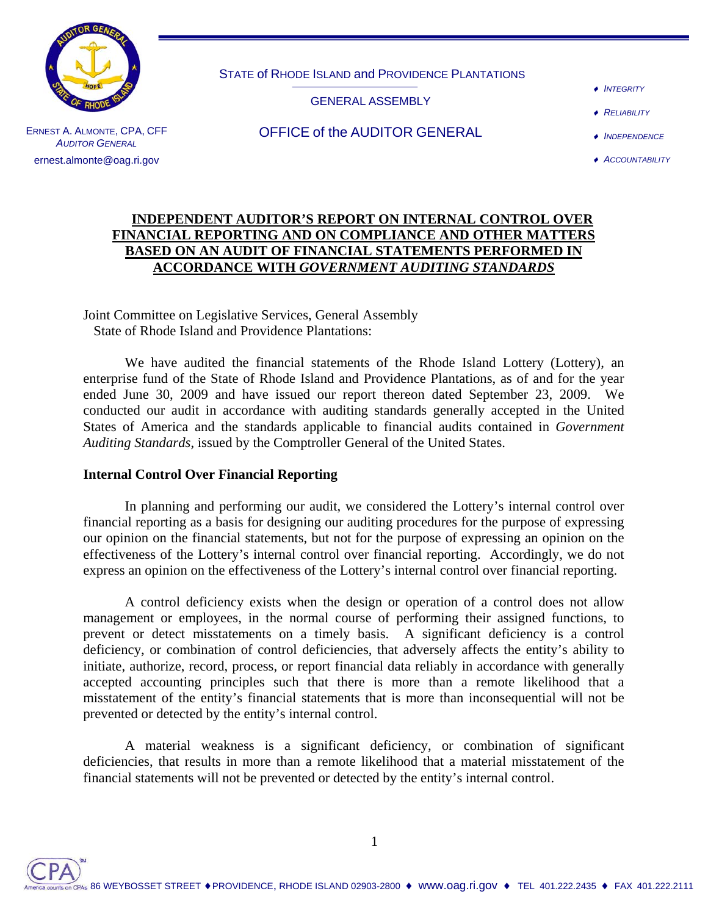STATE of RHODE ISLAND and PROVIDENCE PLANTATIONS

GENERAL ASSEMBLY

OFFICE of the AUDITOR GENERAL

ERNEST A. ALMONTE, CPA, CFF
*AUDITOR GENERAL*
ernest.almonte@oag.ri.gov

- *INTEGRITY*
- *RELIABILITY*
- *INDEPENDENCE*
- *ACCOUNTABILITY*

# INDEPENDENT AUDITOR'S REPORT ON INTERNAL CONTROL OVER FINANCIAL REPORTING AND ON COMPLIANCE AND OTHER MATTERS BASED ON AN AUDIT OF FINANCIAL STATEMENTS PERFORMED IN ACCORDANCE WITH *GOVERNMENT AUDITING STANDARDS*

Joint Committee on Legislative Services, General Assembly
State of Rhode Island and Providence Plantations:

We have audited the financial statements of the Rhode Island Lottery (Lottery), an enterprise fund of the State of Rhode Island and Providence Plantations, as of and for the year ended June 30, 2009 and have issued our report thereon dated September 23, 2009. We conducted our audit in accordance with auditing standards generally accepted in the United States of America and the standards applicable to financial audits contained in *Government Auditing Standards*, issued by the Comptroller General of the United States.

## Internal Control Over Financial Reporting

In planning and performing our audit, we considered the Lottery's internal control over financial reporting as a basis for designing our auditing procedures for the purpose of expressing our opinion on the financial statements, but not for the purpose of expressing an opinion on the effectiveness of the Lottery's internal control over financial reporting. Accordingly, we do not express an opinion on the effectiveness of the Lottery's internal control over financial reporting.

A control deficiency exists when the design or operation of a control does not allow management or employees, in the normal course of performing their assigned functions, to prevent or detect misstatements on a timely basis. A significant deficiency is a control deficiency, or combination of control deficiencies, that adversely affects the entity's ability to initiate, authorize, record, process, or report financial data reliably in accordance with generally accepted accounting principles such that there is more than a remote likelihood that a misstatement of the entity's financial statements that is more than inconsequential will not be prevented or detected by the entity's internal control.

A material weakness is a significant deficiency, or combination of significant deficiencies, that results in more than a remote likelihood that a material misstatement of the financial statements will not be prevented or detected by the entity's internal control.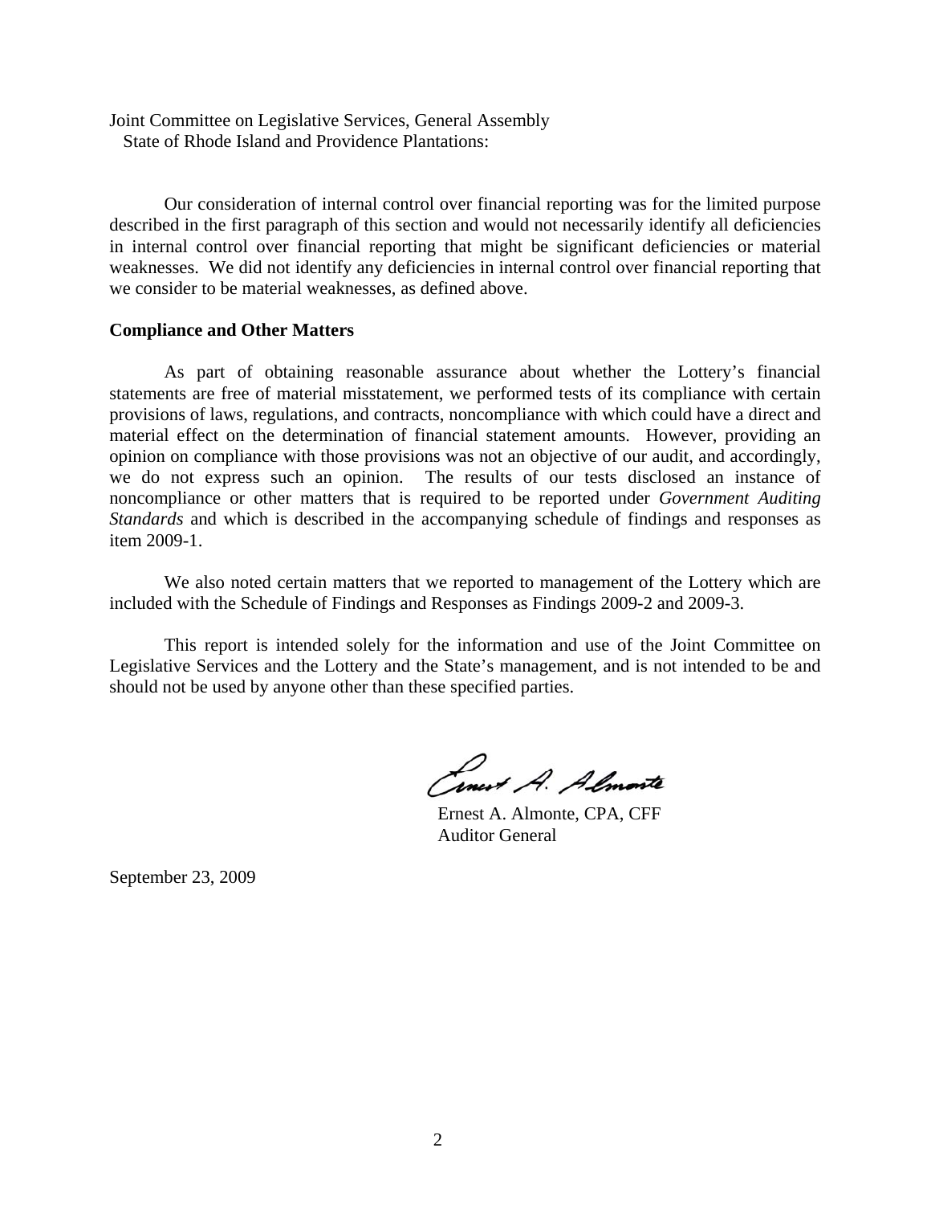Joint Committee on Legislative Services, General Assembly
State of Rhode Island and Providence Plantations:

Our consideration of internal control over financial reporting was for the limited purpose described in the first paragraph of this section and would not necessarily identify all deficiencies in internal control over financial reporting that might be significant deficiencies or material weaknesses. We did not identify any deficiencies in internal control over financial reporting that we consider to be material weaknesses, as defined above.

**Compliance and Other Matters**

As part of obtaining reasonable assurance about whether the Lottery's financial statements are free of material misstatement, we performed tests of its compliance with certain provisions of laws, regulations, and contracts, noncompliance with which could have a direct and material effect on the determination of financial statement amounts. However, providing an opinion on compliance with those provisions was not an objective of our audit, and accordingly, we do not express such an opinion. The results of our tests disclosed an instance of noncompliance or other matters that is required to be reported under *Government Auditing Standards* and which is described in the accompanying schedule of findings and responses as item 2009-1.

We also noted certain matters that we reported to management of the Lottery which are included with the Schedule of Findings and Responses as Findings 2009-2 and 2009-3.

This report is intended solely for the information and use of the Joint Committee on Legislative Services and the Lottery and the State's management, and is not intended to be and should not be used by anyone other than these specified parties.

Ernest A. Almonte, CPA, CFF
Auditor General

September 23, 2009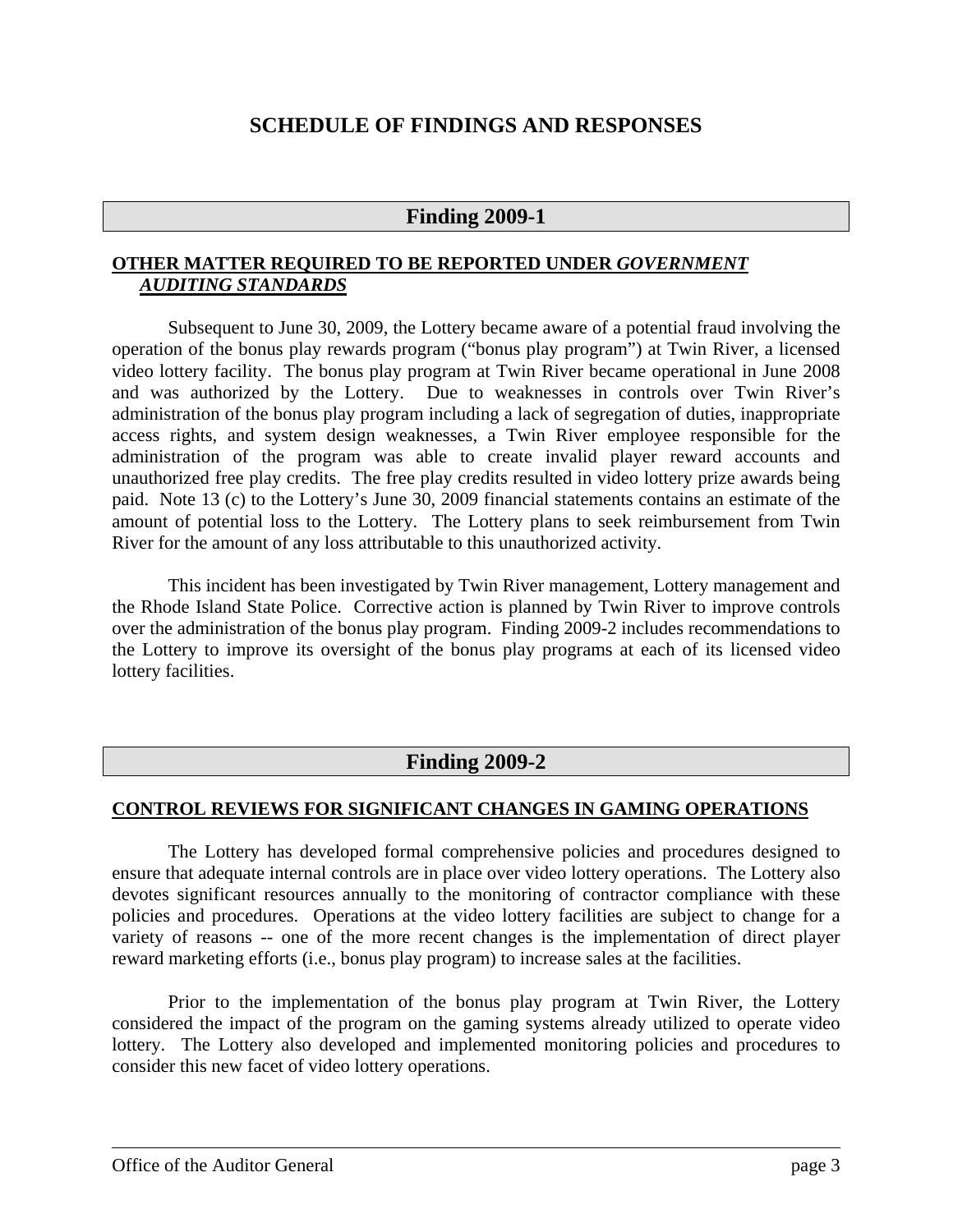# SCHEDULE OF FINDINGS AND RESPONSES

## Finding 2009-1

**OTHER MATTER REQUIRED TO BE REPORTED UNDER *GOVERNMENT AUDITING STANDARDS***

Subsequent to June 30, 2009, the Lottery became aware of a potential fraud involving the operation of the bonus play rewards program ("bonus play program") at Twin River, a licensed video lottery facility. The bonus play program at Twin River became operational in June 2008 and was authorized by the Lottery. Due to weaknesses in controls over Twin River's administration of the bonus play program including a lack of segregation of duties, inappropriate access rights, and system design weaknesses, a Twin River employee responsible for the administration of the program was able to create invalid player reward accounts and unauthorized free play credits. The free play credits resulted in video lottery prize awards being paid. Note 13 (c) to the Lottery's June 30, 2009 financial statements contains an estimate of the amount of potential loss to the Lottery. The Lottery plans to seek reimbursement from Twin River for the amount of any loss attributable to this unauthorized activity.

This incident has been investigated by Twin River management, Lottery management and the Rhode Island State Police. Corrective action is planned by Twin River to improve controls over the administration of the bonus play program. Finding 2009-2 includes recommendations to the Lottery to improve its oversight of the bonus play programs at each of its licensed video lottery facilities.

## Finding 2009-2

**CONTROL REVIEWS FOR SIGNIFICANT CHANGES IN GAMING OPERATIONS**

The Lottery has developed formal comprehensive policies and procedures designed to ensure that adequate internal controls are in place over video lottery operations. The Lottery also devotes significant resources annually to the monitoring of contractor compliance with these policies and procedures. Operations at the video lottery facilities are subject to change for a variety of reasons -- one of the more recent changes is the implementation of direct player reward marketing efforts (i.e., bonus play program) to increase sales at the facilities.

Prior to the implementation of the bonus play program at Twin River, the Lottery considered the impact of the program on the gaming systems already utilized to operate video lottery. The Lottery also developed and implemented monitoring policies and procedures to consider this new facet of video lottery operations.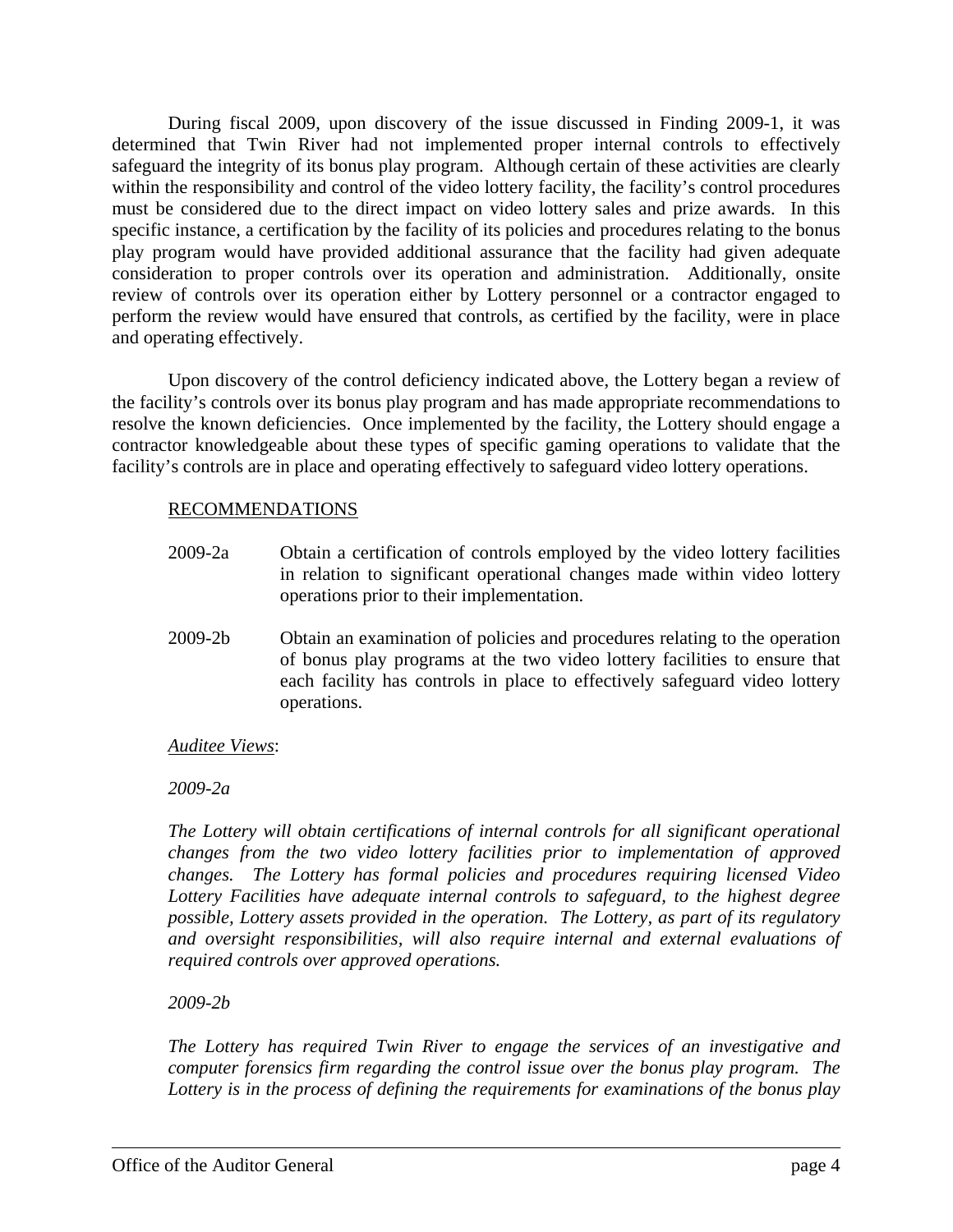During fiscal 2009, upon discovery of the issue discussed in Finding 2009-1, it was determined that Twin River had not implemented proper internal controls to effectively safeguard the integrity of its bonus play program. Although certain of these activities are clearly within the responsibility and control of the video lottery facility, the facility's control procedures must be considered due to the direct impact on video lottery sales and prize awards. In this specific instance, a certification by the facility of its policies and procedures relating to the bonus play program would have provided additional assurance that the facility had given adequate consideration to proper controls over its operation and administration. Additionally, onsite review of controls over its operation either by Lottery personnel or a contractor engaged to perform the review would have ensured that controls, as certified by the facility, were in place and operating effectively.

Upon discovery of the control deficiency indicated above, the Lottery began a review of the facility's controls over its bonus play program and has made appropriate recommendations to resolve the known deficiencies. Once implemented by the facility, the Lottery should engage a contractor knowledgeable about these types of specific gaming operations to validate that the facility's controls are in place and operating effectively to safeguard video lottery operations.

RECOMMENDATIONS

2009-2a Obtain a certification of controls employed by the video lottery facilities in relation to significant operational changes made within video lottery operations prior to their implementation.

2009-2b Obtain an examination of policies and procedures relating to the operation of bonus play programs at the two video lottery facilities to ensure that each facility has controls in place to effectively safeguard video lottery operations.

*Auditee Views*:

*2009-2a*

*The Lottery will obtain certifications of internal controls for all significant operational changes from the two video lottery facilities prior to implementation of approved changes. The Lottery has formal policies and procedures requiring licensed Video Lottery Facilities have adequate internal controls to safeguard, to the highest degree possible, Lottery assets provided in the operation. The Lottery, as part of its regulatory and oversight responsibilities, will also require internal and external evaluations of required controls over approved operations.*

*2009-2b*

*The Lottery has required Twin River to engage the services of an investigative and computer forensics firm regarding the control issue over the bonus play program. The Lottery is in the process of defining the requirements for examinations of the bonus play*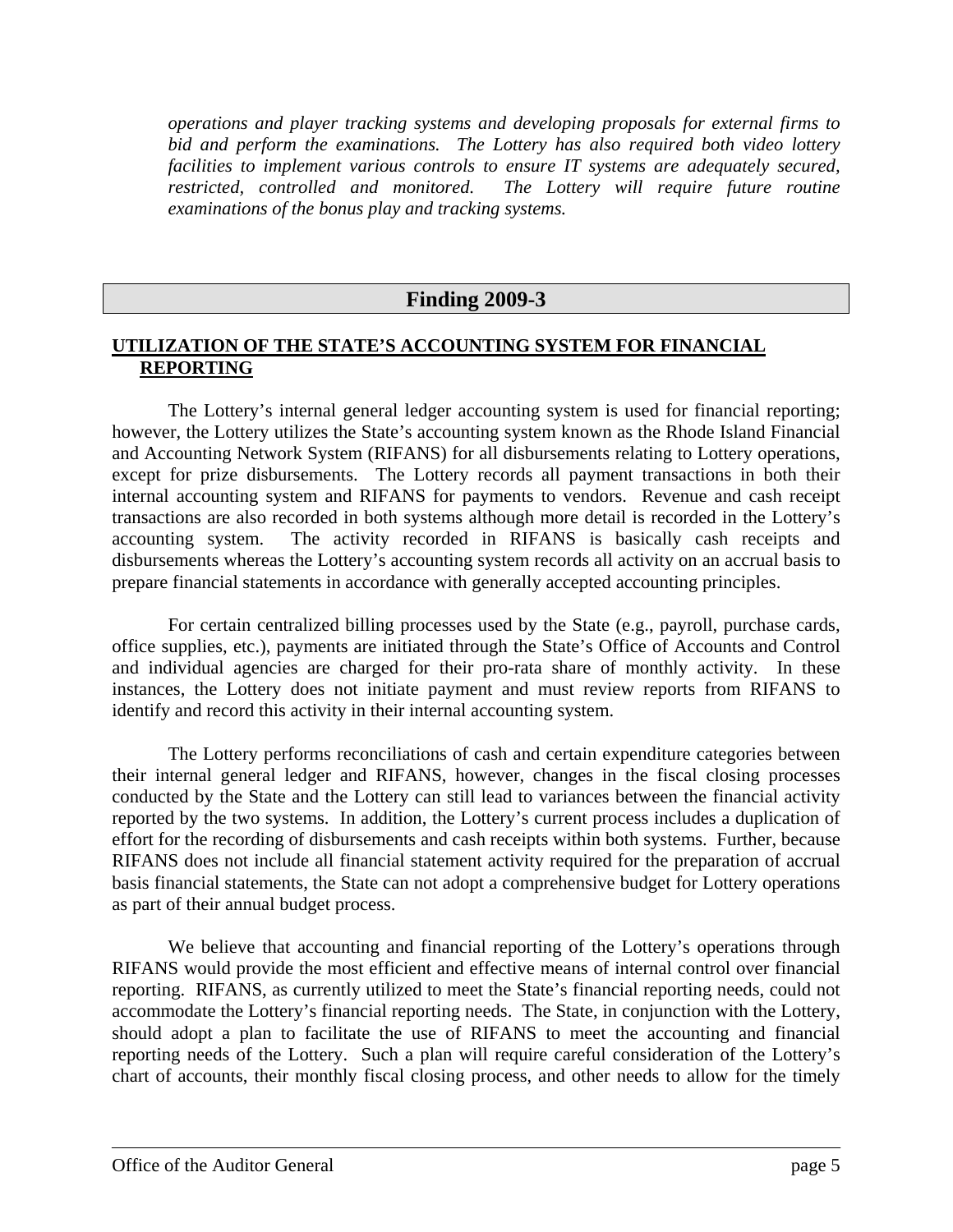*operations and player tracking systems and developing proposals for external firms to bid and perform the examinations. The Lottery has also required both video lottery facilities to implement various controls to ensure IT systems are adequately secured, restricted, controlled and monitored. The Lottery will require future routine examinations of the bonus play and tracking systems.*

## Finding 2009-3

**UTILIZATION OF THE STATE'S ACCOUNTING SYSTEM FOR FINANCIAL REPORTING**

The Lottery's internal general ledger accounting system is used for financial reporting; however, the Lottery utilizes the State's accounting system known as the Rhode Island Financial and Accounting Network System (RIFANS) for all disbursements relating to Lottery operations, except for prize disbursements. The Lottery records all payment transactions in both their internal accounting system and RIFANS for payments to vendors. Revenue and cash receipt transactions are also recorded in both systems although more detail is recorded in the Lottery's accounting system. The activity recorded in RIFANS is basically cash receipts and disbursements whereas the Lottery's accounting system records all activity on an accrual basis to prepare financial statements in accordance with generally accepted accounting principles.

For certain centralized billing processes used by the State (e.g., payroll, purchase cards, office supplies, etc.), payments are initiated through the State's Office of Accounts and Control and individual agencies are charged for their pro-rata share of monthly activity. In these instances, the Lottery does not initiate payment and must review reports from RIFANS to identify and record this activity in their internal accounting system.

The Lottery performs reconciliations of cash and certain expenditure categories between their internal general ledger and RIFANS, however, changes in the fiscal closing processes conducted by the State and the Lottery can still lead to variances between the financial activity reported by the two systems. In addition, the Lottery's current process includes a duplication of effort for the recording of disbursements and cash receipts within both systems. Further, because RIFANS does not include all financial statement activity required for the preparation of accrual basis financial statements, the State can not adopt a comprehensive budget for Lottery operations as part of their annual budget process.

We believe that accounting and financial reporting of the Lottery's operations through RIFANS would provide the most efficient and effective means of internal control over financial reporting. RIFANS, as currently utilized to meet the State's financial reporting needs, could not accommodate the Lottery's financial reporting needs. The State, in conjunction with the Lottery, should adopt a plan to facilitate the use of RIFANS to meet the accounting and financial reporting needs of the Lottery. Such a plan will require careful consideration of the Lottery's chart of accounts, their monthly fiscal closing process, and other needs to allow for the timely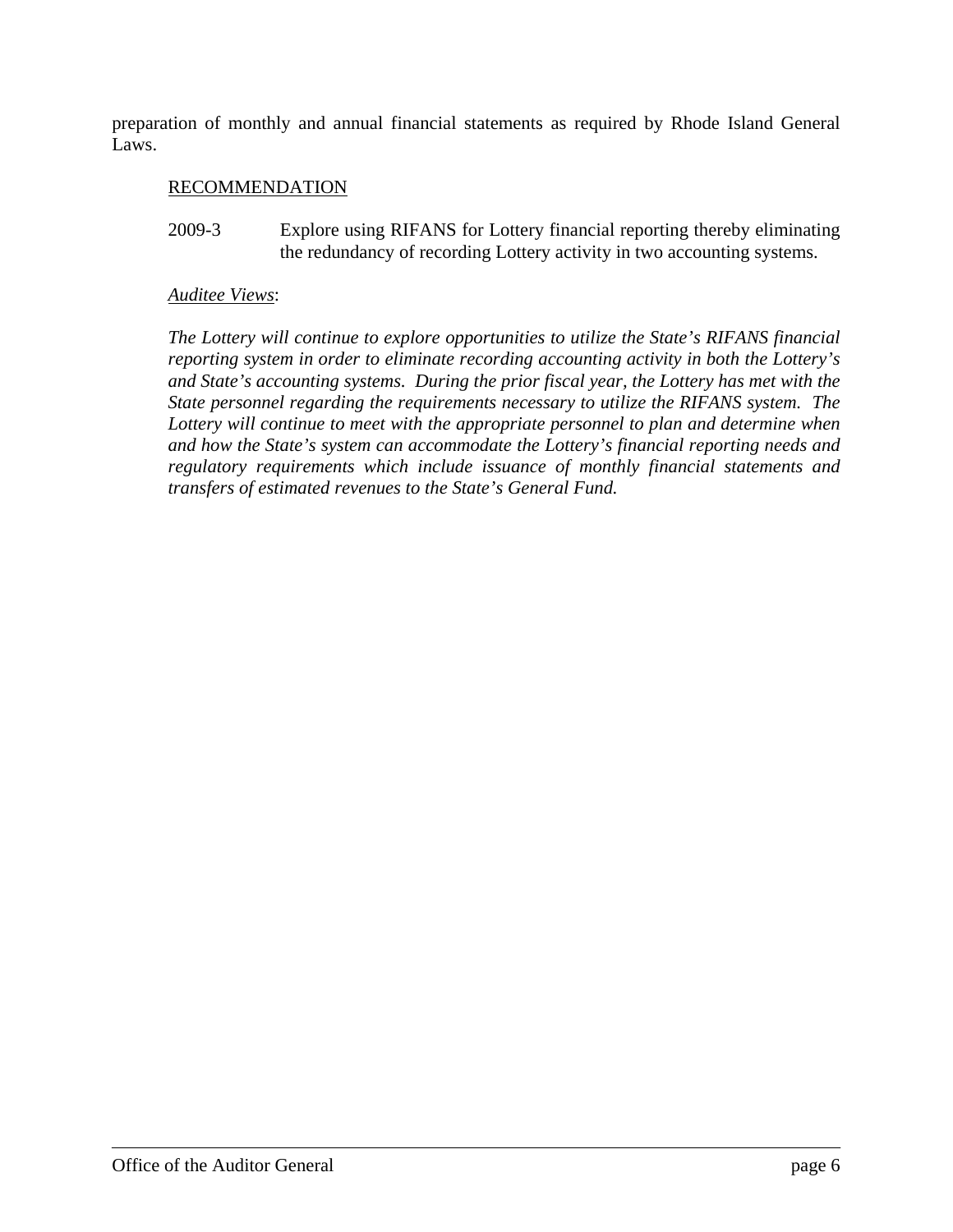preparation of monthly and annual financial statements as required by Rhode Island General Laws.

RECOMMENDATION

2009-3 Explore using RIFANS for Lottery financial reporting thereby eliminating the redundancy of recording Lottery activity in two accounting systems.

*Auditee Views*:

*The Lottery will continue to explore opportunities to utilize the State's RIFANS financial reporting system in order to eliminate recording accounting activity in both the Lottery's and State's accounting systems. During the prior fiscal year, the Lottery has met with the State personnel regarding the requirements necessary to utilize the RIFANS system. The Lottery will continue to meet with the appropriate personnel to plan and determine when and how the State's system can accommodate the Lottery's financial reporting needs and regulatory requirements which include issuance of monthly financial statements and transfers of estimated revenues to the State's General Fund.*